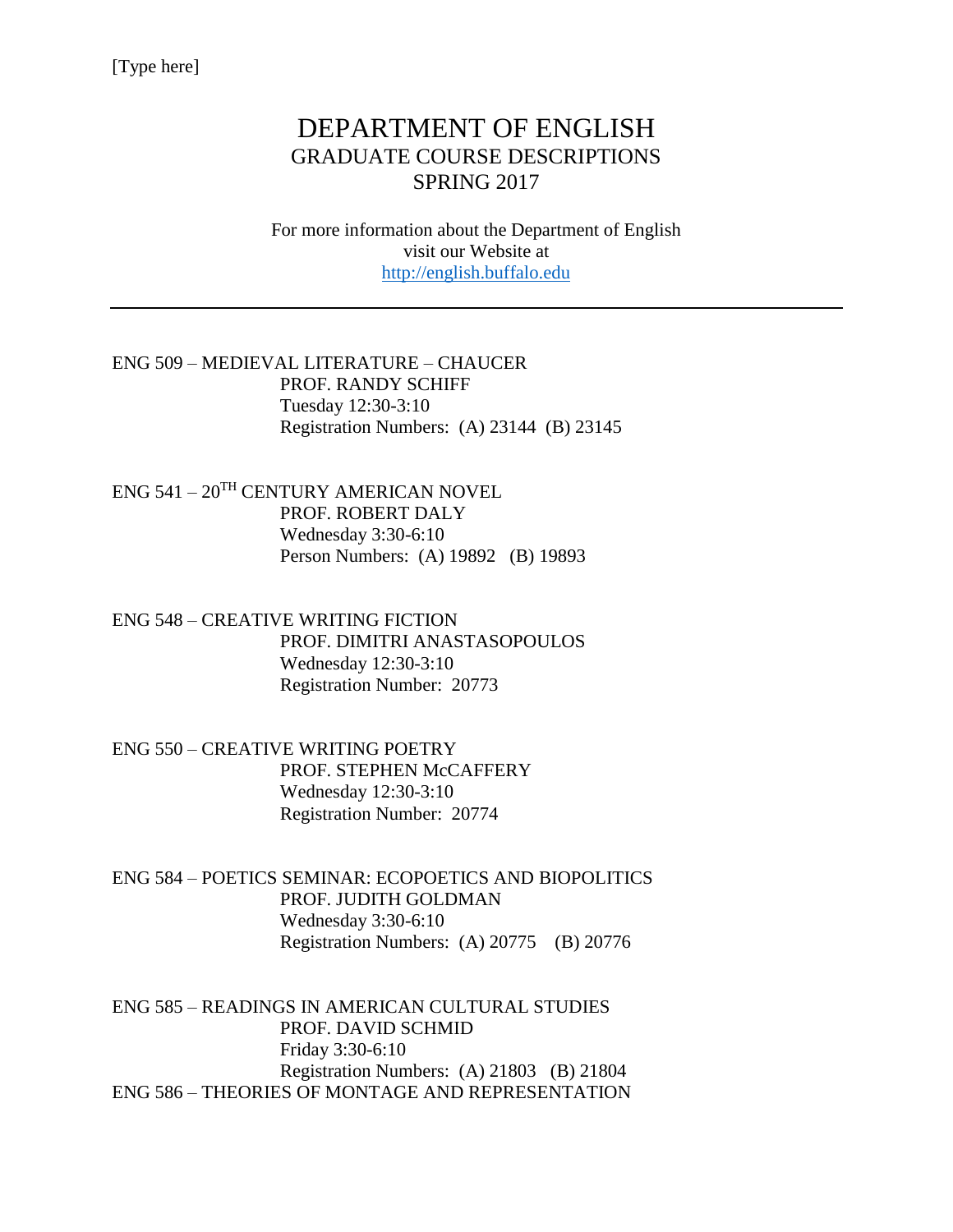[Type here]

# DEPARTMENT OF ENGLISH
## GRADUATE COURSE DESCRIPTIONS
## SPRING 2017

For more information about the Department of English
visit our Website at
http://english.buffalo.edu

---

ENG 509 – MEDIEVAL LITERATURE – CHAUCER
PROF. RANDY SCHIFF
Tuesday 12:30-3:10
Registration Numbers: (A) 23144 (B) 23145

ENG 541 – $20^{TH}$ CENTURY AMERICAN NOVEL
PROF. ROBERT DALY
Wednesday 3:30-6:10
Person Numbers: (A) 19892 (B) 19893

ENG 548 – CREATIVE WRITING FICTION
PROF. DIMITRI ANASTASOPOULOS
Wednesday 12:30-3:10
Registration Number: 20773

ENG 550 – CREATIVE WRITING POETRY
PROF. STEPHEN McCAFFERY
Wednesday 12:30-3:10
Registration Number: 20774

ENG 584 – POETICS SEMINAR: ECOPOETICS AND BIOPOLITICS
PROF. JUDITH GOLDMAN
Wednesday 3:30-6:10
Registration Numbers: (A) 20775 (B) 20776

ENG 585 – READINGS IN AMERICAN CULTURAL STUDIES
PROF. DAVID SCHMID
Friday 3:30-6:10
Registration Numbers: (A) 21803 (B) 21804

ENG 586 – THEORIES OF MONTAGE AND REPRESENTATION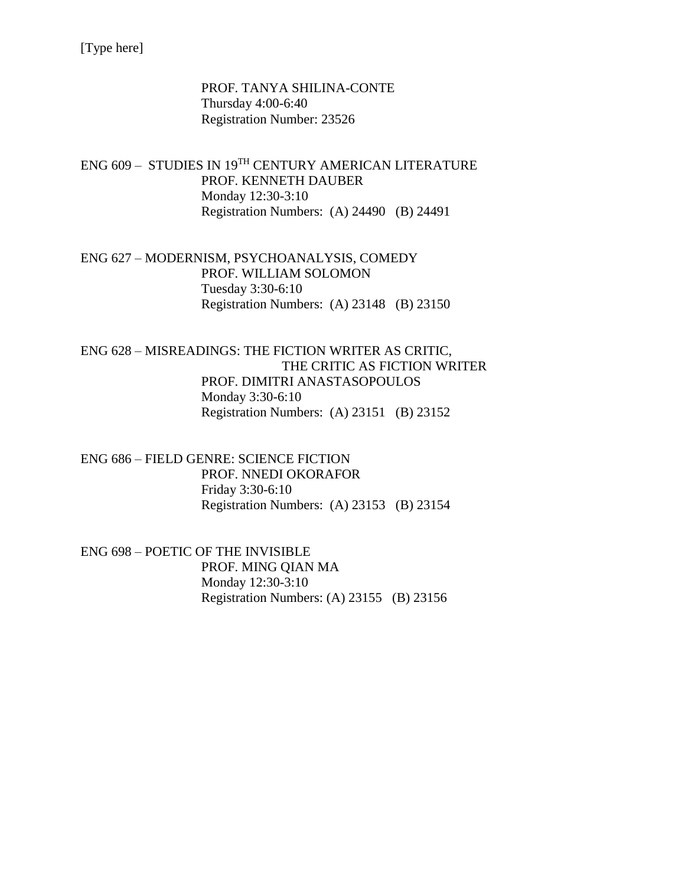PROF. TANYA SHILINA-CONTE
Thursday 4:00-6:40
Registration Number: 23526

ENG 609 – STUDIES IN 19TH CENTURY AMERICAN LITERATURE
PROF. KENNETH DAUBER
Monday 12:30-3:10
Registration Numbers: (A) 24490 (B) 24491

ENG 627 – MODERNISM, PSYCHOANALYSIS, COMEDY
PROF. WILLIAM SOLOMON
Tuesday 3:30-6:10
Registration Numbers: (A) 23148 (B) 23150

ENG 628 – MISREADINGS: THE FICTION WRITER AS CRITIC, THE CRITIC AS FICTION WRITER
PROF. DIMITRI ANASTASOPOULOS
Monday 3:30-6:10
Registration Numbers: (A) 23151 (B) 23152

ENG 686 – FIELD GENRE: SCIENCE FICTION
PROF. NNEDI OKORAFOR
Friday 3:30-6:10
Registration Numbers: (A) 23153 (B) 23154

ENG 698 – POETIC OF THE INVISIBLE
PROF. MING QIAN MA
Monday 12:30-3:10
Registration Numbers: (A) 23155 (B) 23156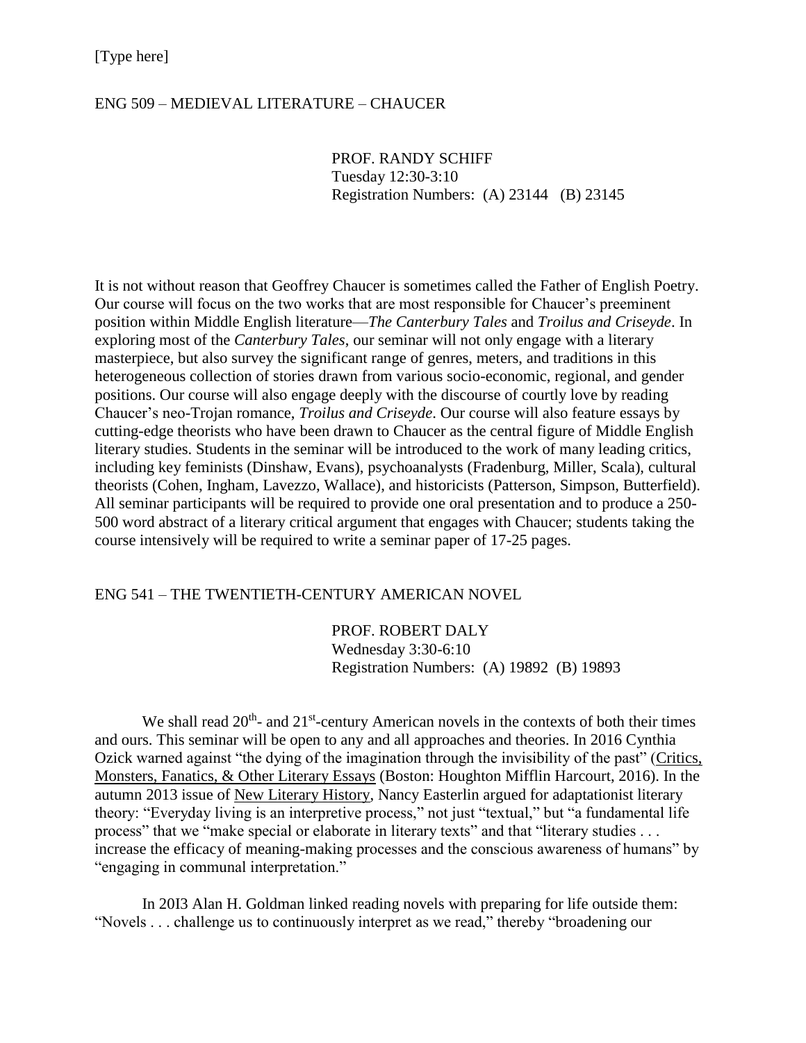[Type here]

## ENG 509 – MEDIEVAL LITERATURE – CHAUCER

PROF. RANDY SCHIFF
Tuesday 12:30-3:10
Registration Numbers: (A) 23144 (B) 23145

It is not without reason that Geoffrey Chaucer is sometimes called the Father of English Poetry. Our course will focus on the two works that are most responsible for Chaucer's preeminent position within Middle English literature—*The Canterbury Tales* and *Troilus and Criseyde*. In exploring most of the *Canterbury Tales*, our seminar will not only engage with a literary masterpiece, but also survey the significant range of genres, meters, and traditions in this heterogeneous collection of stories drawn from various socio-economic, regional, and gender positions. Our course will also engage deeply with the discourse of courtly love by reading Chaucer's neo-Trojan romance, *Troilus and Criseyde*. Our course will also feature essays by cutting-edge theorists who have been drawn to Chaucer as the central figure of Middle English literary studies. Students in the seminar will be introduced to the work of many leading critics, including key feminists (Dinshaw, Evans), psychoanalysts (Fradenburg, Miller, Scala), cultural theorists (Cohen, Ingham, Lavezzo, Wallace), and historicists (Patterson, Simpson, Butterfield). All seminar participants will be required to provide one oral presentation and to produce a 250-500 word abstract of a literary critical argument that engages with Chaucer; students taking the course intensively will be required to write a seminar paper of 17-25 pages.

## ENG 541 – THE TWENTIETH-CENTURY AMERICAN NOVEL

PROF. ROBERT DALY
Wednesday 3:30-6:10
Registration Numbers: (A) 19892 (B) 19893

We shall read 20th- and 21st-century American novels in the contexts of both their times and ours. This seminar will be open to any and all approaches and theories. In 2016 Cynthia Ozick warned against "the dying of the imagination through the invisibility of the past" (Critics, Monsters, Fanatics, & Other Literary Essays (Boston: Houghton Mifflin Harcourt, 2016). In the autumn 2013 issue of New Literary History, Nancy Easterlin argued for adaptationist literary theory: "Everyday living is an interpretive process," not just "textual," but "a fundamental life process" that we "make special or elaborate in literary texts" and that "literary studies . . . increase the efficacy of meaning-making processes and the conscious awareness of humans" by "engaging in communal interpretation."

In 20I3 Alan H. Goldman linked reading novels with preparing for life outside them: "Novels . . . challenge us to continuously interpret as we read," thereby "broadening our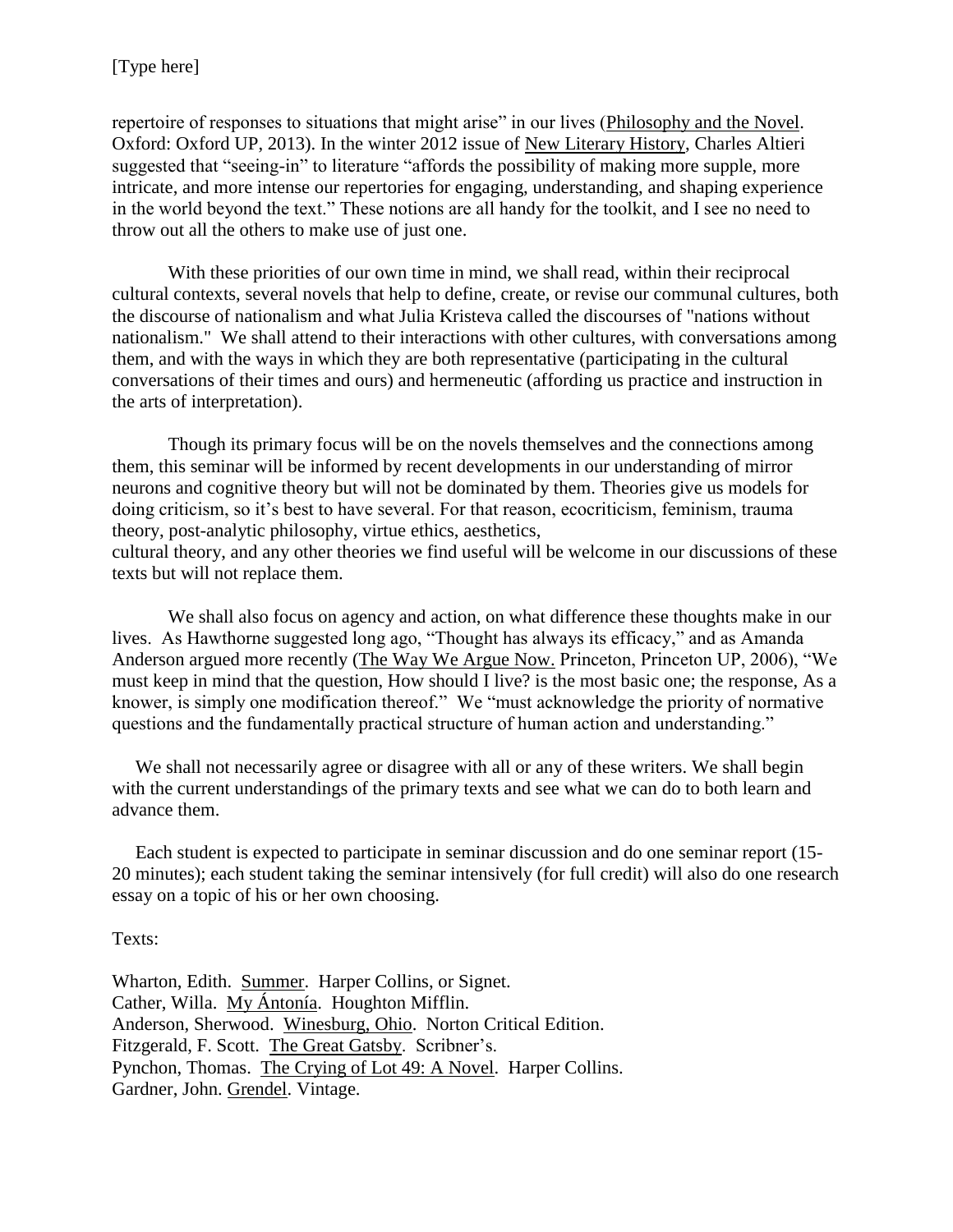repertoire of responses to situations that might arise" in our lives (Philosophy and the Novel. Oxford: Oxford UP, 2013). In the winter 2012 issue of New Literary History, Charles Altieri suggested that "seeing-in" to literature "affords the possibility of making more supple, more intricate, and more intense our repertories for engaging, understanding, and shaping experience in the world beyond the text." These notions are all handy for the toolkit, and I see no need to throw out all the others to make use of just one.

With these priorities of our own time in mind, we shall read, within their reciprocal cultural contexts, several novels that help to define, create, or revise our communal cultures, both the discourse of nationalism and what Julia Kristeva called the discourses of "nations without nationalism." We shall attend to their interactions with other cultures, with conversations among them, and with the ways in which they are both representative (participating in the cultural conversations of their times and ours) and hermeneutic (affording us practice and instruction in the arts of interpretation).

Though its primary focus will be on the novels themselves and the connections among them, this seminar will be informed by recent developments in our understanding of mirror neurons and cognitive theory but will not be dominated by them. Theories give us models for doing criticism, so it's best to have several. For that reason, ecocriticism, feminism, trauma theory, post-analytic philosophy, virtue ethics, aesthetics, cultural theory, and any other theories we find useful will be welcome in our discussions of these texts but will not replace them.

We shall also focus on agency and action, on what difference these thoughts make in our lives. As Hawthorne suggested long ago, "Thought has always its efficacy," and as Amanda Anderson argued more recently (The Way We Argue Now. Princeton, Princeton UP, 2006), "We must keep in mind that the question, How should I live? is the most basic one; the response, As a knower, is simply one modification thereof." We "must acknowledge the priority of normative questions and the fundamentally practical structure of human action and understanding."

We shall not necessarily agree or disagree with all or any of these writers. We shall begin with the current understandings of the primary texts and see what we can do to both learn and advance them.

Each student is expected to participate in seminar discussion and do one seminar report (15-20 minutes); each student taking the seminar intensively (for full credit) will also do one research essay on a topic of his or her own choosing.

Texts:

Wharton, Edith. Summer. Harper Collins, or Signet.
Cather, Willa. My Ántonía. Houghton Mifflin.
Anderson, Sherwood. Winesburg, Ohio. Norton Critical Edition.
Fitzgerald, F. Scott. The Great Gatsby. Scribner's.
Pynchon, Thomas. The Crying of Lot 49: A Novel. Harper Collins.
Gardner, John. Grendel. Vintage.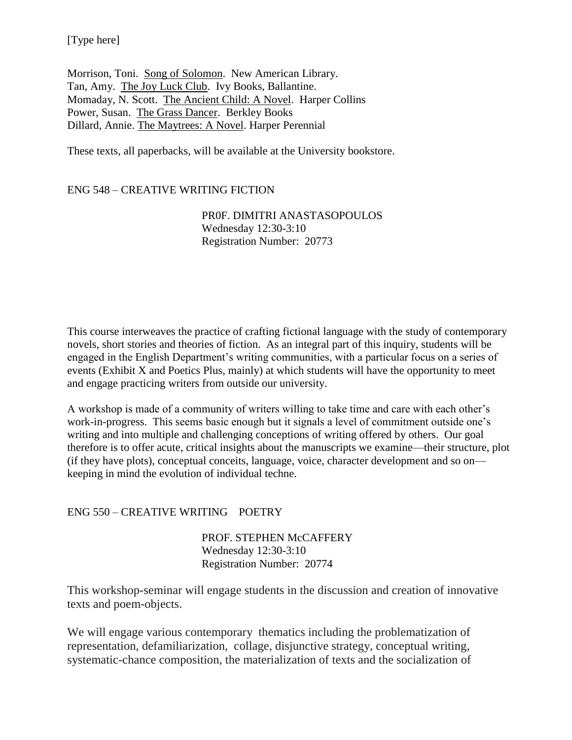Morrison, Toni. Song of Solomon. New American Library.
Tan, Amy. The Joy Luck Club. Ivy Books, Ballantine.
Momaday, N. Scott. The Ancient Child: A Novel. Harper Collins
Power, Susan. The Grass Dancer. Berkley Books
Dillard, Annie. The Maytrees: A Novel. Harper Perennial

These texts, all paperbacks, will be available at the University bookstore.

## ENG 548 – CREATIVE WRITING FICTION

PR0F. DIMITRI ANASTASOPOULOS
Wednesday 12:30-3:10
Registration Number: 20773

This course interweaves the practice of crafting fictional language with the study of contemporary novels, short stories and theories of fiction. As an integral part of this inquiry, students will be engaged in the English Department's writing communities, with a particular focus on a series of events (Exhibit X and Poetics Plus, mainly) at which students will have the opportunity to meet and engage practicing writers from outside our university.

A workshop is made of a community of writers willing to take time and care with each other's work-in-progress. This seems basic enough but it signals a level of commitment outside one's writing and into multiple and challenging conceptions of writing offered by others. Our goal therefore is to offer acute, critical insights about the manuscripts we examine—their structure, plot (if they have plots), conceptual conceits, language, voice, character development and so on—keeping in mind the evolution of individual techne.

## ENG 550 – CREATIVE WRITING POETRY

PROF. STEPHEN McCAFFERY
Wednesday 12:30-3:10
Registration Number: 20774

This workshop-seminar will engage students in the discussion and creation of innovative texts and poem-objects.

We will engage various contemporary thematics including the problematization of representation, defamiliarization, collage, disjunctive strategy, conceptual writing, systematic-chance composition, the materialization of texts and the socialization of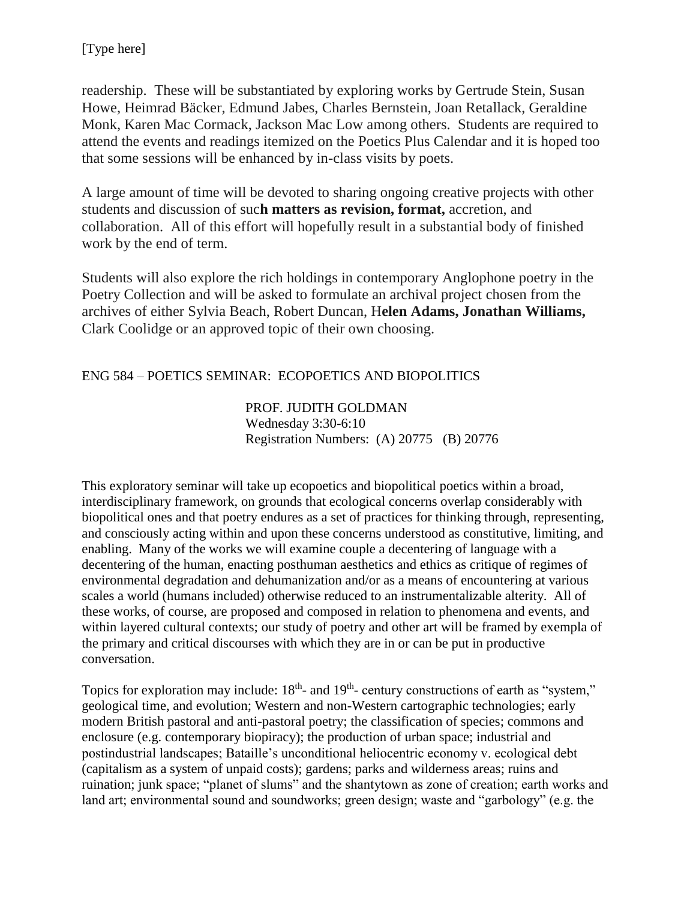readership. These will be substantiated by exploring works by Gertrude Stein, Susan Howe, Heimrad Bäcker, Edmund Jabes, Charles Bernstein, Joan Retallack, Geraldine Monk, Karen Mac Cormack, Jackson Mac Low among others. Students are required to attend the events and readings itemized on the Poetics Plus Calendar and it is hoped too that some sessions will be enhanced by in-class visits by poets.

A large amount of time will be devoted to sharing ongoing creative projects with other students and discussion of suc**h matters as revision, format,** accretion, and collaboration. All of this effort will hopefully result in a substantial body of finished work by the end of term.

Students will also explore the rich holdings in contemporary Anglophone poetry in the Poetry Collection and will be asked to formulate an archival project chosen from the archives of either Sylvia Beach, Robert Duncan, H**elen Adams, Jonathan Williams,** Clark Coolidge or an approved topic of their own choosing.

ENG 584 – POETICS SEMINAR: ECOPOETICS AND BIOPOLITICS

PROF. JUDITH GOLDMAN
Wednesday 3:30-6:10
Registration Numbers: (A) 20775 (B) 20776

This exploratory seminar will take up ecopoetics and biopolitical poetics within a broad, interdisciplinary framework, on grounds that ecological concerns overlap considerably with biopolitical ones and that poetry endures as a set of practices for thinking through, representing, and consciously acting within and upon these concerns understood as constitutive, limiting, and enabling. Many of the works we will examine couple a decentering of language with a decentering of the human, enacting posthuman aesthetics and ethics as critique of regimes of environmental degradation and dehumanization and/or as a means of encountering at various scales a world (humans included) otherwise reduced to an instrumentalizable alterity. All of these works, of course, are proposed and composed in relation to phenomena and events, and within layered cultural contexts; our study of poetry and other art will be framed by exempla of the primary and critical discourses with which they are in or can be put in productive conversation.

Topics for exploration may include: 18th- and 19th- century constructions of earth as "system," geological time, and evolution; Western and non-Western cartographic technologies; early modern British pastoral and anti-pastoral poetry; the classification of species; commons and enclosure (e.g. contemporary biopiracy); the production of urban space; industrial and postindustrial landscapes; Bataille's unconditional heliocentric economy v. ecological debt (capitalism as a system of unpaid costs); gardens; parks and wilderness areas; ruins and ruination; junk space; "planet of slums" and the shantytown as zone of creation; earth works and land art; environmental sound and soundworks; green design; waste and "garbology" (e.g. the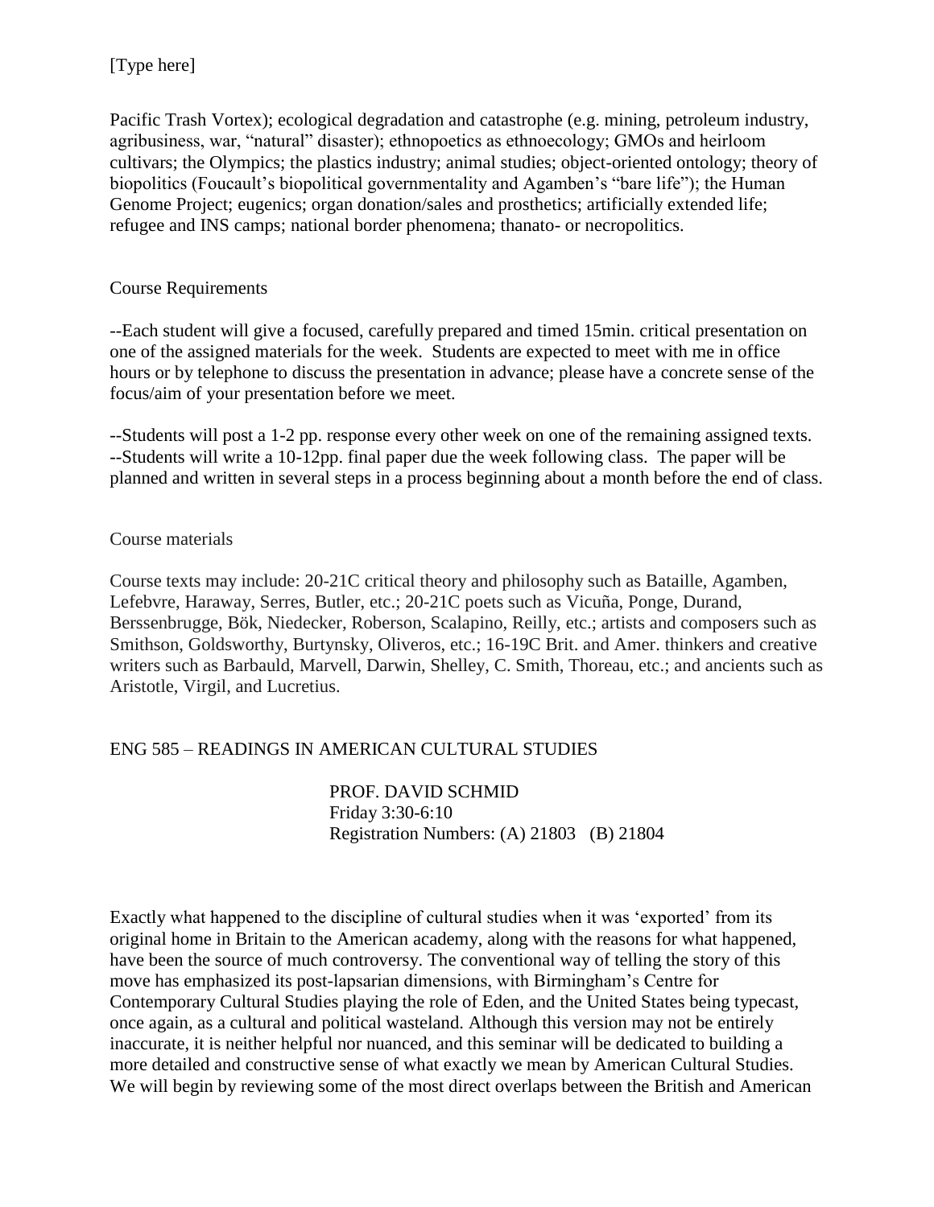Pacific Trash Vortex); ecological degradation and catastrophe (e.g. mining, petroleum industry, agribusiness, war, "natural" disaster); ethnopoetics as ethnoecology; GMOs and heirloom cultivars; the Olympics; the plastics industry; animal studies; object-oriented ontology; theory of biopolitics (Foucault's biopolitical governmentality and Agamben's "bare life"); the Human Genome Project; eugenics; organ donation/sales and prosthetics; artificially extended life; refugee and INS camps; national border phenomena; thanato- or necropolitics.

Course Requirements

--Each student will give a focused, carefully prepared and timed 15min. critical presentation on one of the assigned materials for the week. Students are expected to meet with me in office hours or by telephone to discuss the presentation in advance; please have a concrete sense of the focus/aim of your presentation before we meet.

--Students will post a 1-2 pp. response every other week on one of the remaining assigned texts.
--Students will write a 10-12pp. final paper due the week following class. The paper will be planned and written in several steps in a process beginning about a month before the end of class.

Course materials

Course texts may include: 20-21C critical theory and philosophy such as Bataille, Agamben, Lefebvre, Haraway, Serres, Butler, etc.; 20-21C poets such as Vicuña, Ponge, Durand, Berssenbrugge, Bök, Niedecker, Roberson, Scalapino, Reilly, etc.; artists and composers such as Smithson, Goldsworthy, Burtynsky, Oliveros, etc.; 16-19C Brit. and Amer. thinkers and creative writers such as Barbauld, Marvell, Darwin, Shelley, C. Smith, Thoreau, etc.; and ancients such as Aristotle, Virgil, and Lucretius.

## ENG 585 – READINGS IN AMERICAN CULTURAL STUDIES

PROF. DAVID SCHMID
Friday 3:30-6:10
Registration Numbers: (A) 21803 (B) 21804

Exactly what happened to the discipline of cultural studies when it was 'exported' from its original home in Britain to the American academy, along with the reasons for what happened, have been the source of much controversy. The conventional way of telling the story of this move has emphasized its post-lapsarian dimensions, with Birmingham's Centre for Contemporary Cultural Studies playing the role of Eden, and the United States being typecast, once again, as a cultural and political wasteland. Although this version may not be entirely inaccurate, it is neither helpful nor nuanced, and this seminar will be dedicated to building a more detailed and constructive sense of what exactly we mean by American Cultural Studies. We will begin by reviewing some of the most direct overlaps between the British and American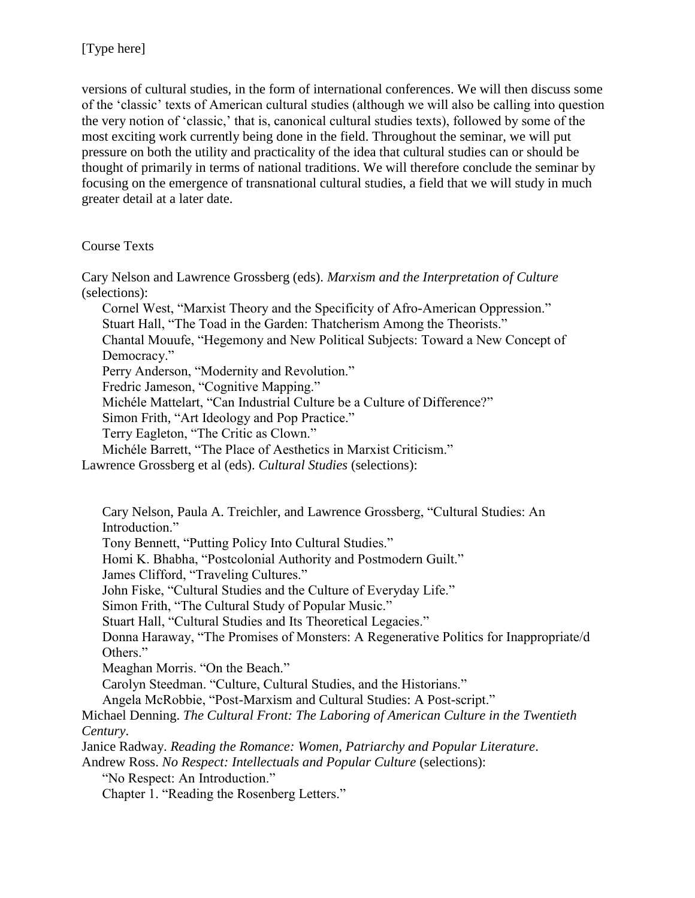versions of cultural studies, in the form of international conferences. We will then discuss some of the 'classic' texts of American cultural studies (although we will also be calling into question the very notion of 'classic,' that is, canonical cultural studies texts), followed by some of the most exciting work currently being done in the field. Throughout the seminar, we will put pressure on both the utility and practicality of the idea that cultural studies can or should be thought of primarily in terms of national traditions. We will therefore conclude the seminar by focusing on the emergence of transnational cultural studies, a field that we will study in much greater detail at a later date.

Course Texts

Cary Nelson and Lawrence Grossberg (eds). *Marxism and the Interpretation of Culture* (selections):

- Cornel West, "Marxist Theory and the Specificity of Afro-American Oppression."
- Stuart Hall, "The Toad in the Garden: Thatcherism Among the Theorists."
- Chantal Mouufe, "Hegemony and New Political Subjects: Toward a New Concept of Democracy."
- Perry Anderson, "Modernity and Revolution."
- Fredric Jameson, "Cognitive Mapping."
- Michéle Mattelart, "Can Industrial Culture be a Culture of Difference?"
- Simon Frith, "Art Ideology and Pop Practice."
- Terry Eagleton, "The Critic as Clown."
- Michéle Barrett, "The Place of Aesthetics in Marxist Criticism."

Lawrence Grossberg et al (eds). *Cultural Studies* (selections):

- Cary Nelson, Paula A. Treichler, and Lawrence Grossberg, "Cultural Studies: An Introduction."
- Tony Bennett, "Putting Policy Into Cultural Studies."
- Homi K. Bhabha, "Postcolonial Authority and Postmodern Guilt."
- James Clifford, "Traveling Cultures."
- John Fiske, "Cultural Studies and the Culture of Everyday Life."
- Simon Frith, "The Cultural Study of Popular Music."
- Stuart Hall, "Cultural Studies and Its Theoretical Legacies."
- Donna Haraway, "The Promises of Monsters: A Regenerative Politics for Inappropriate/d Others."
- Meaghan Morris. "On the Beach."
- Carolyn Steedman. "Culture, Cultural Studies, and the Historians."
- Angela McRobbie, "Post-Marxism and Cultural Studies: A Post-script."

Michael Denning. *The Cultural Front: The Laboring of American Culture in the Twentieth Century*.

Janice Radway. *Reading the Romance: Women, Patriarchy and Popular Literature*.

Andrew Ross. *No Respect: Intellectuals and Popular Culture* (selections):

- "No Respect: An Introduction."
- Chapter 1. "Reading the Rosenberg Letters."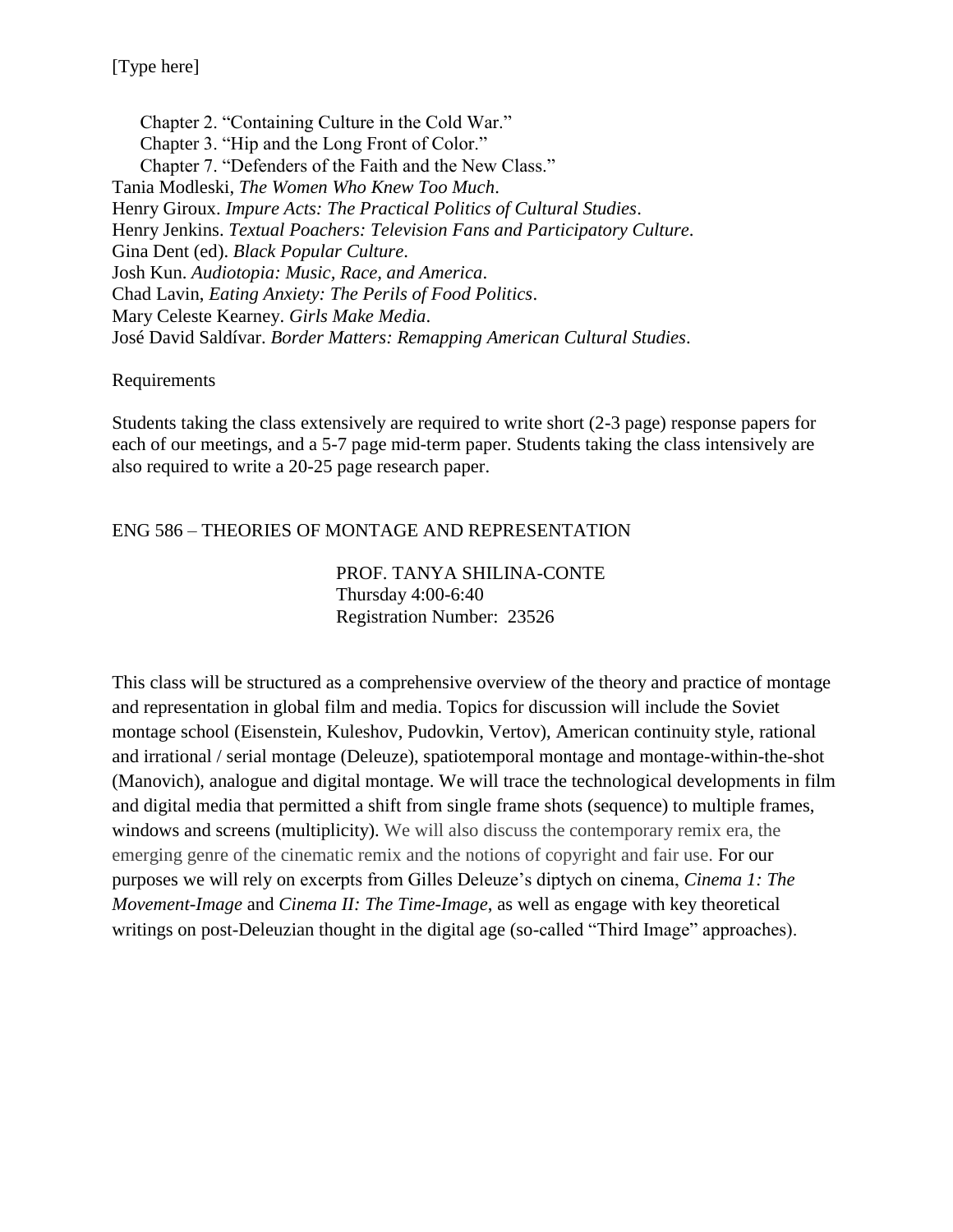Chapter 2. "Containing Culture in the Cold War."
Chapter 3. "Hip and the Long Front of Color."
Chapter 7. "Defenders of the Faith and the New Class."

Tania Modleski, *The Women Who Knew Too Much*.
Henry Giroux. *Impure Acts: The Practical Politics of Cultural Studies*.
Henry Jenkins. *Textual Poachers: Television Fans and Participatory Culture*.
Gina Dent (ed). *Black Popular Culture*.
Josh Kun. *Audiotopia: Music, Race, and America*.
Chad Lavin, *Eating Anxiety: The Perils of Food Politics*.
Mary Celeste Kearney. *Girls Make Media*.
José David Saldívar. *Border Matters: Remapping American Cultural Studies*.

Requirements

Students taking the class extensively are required to write short (2-3 page) response papers for each of our meetings, and a 5-7 page mid-term paper. Students taking the class intensively are also required to write a 20-25 page research paper.

## ENG 586 – THEORIES OF MONTAGE AND REPRESENTATION

PROF. TANYA SHILINA-CONTE
Thursday 4:00-6:40
Registration Number: 23526

This class will be structured as a comprehensive overview of the theory and practice of montage and representation in global film and media. Topics for discussion will include the Soviet montage school (Eisenstein, Kuleshov, Pudovkin, Vertov), American continuity style, rational and irrational / serial montage (Deleuze), spatiotemporal montage and montage-within-the-shot (Manovich), analogue and digital montage. We will trace the technological developments in film and digital media that permitted a shift from single frame shots (sequence) to multiple frames, windows and screens (multiplicity). We will also discuss the contemporary remix era, the emerging genre of the cinematic remix and the notions of copyright and fair use. For our purposes we will rely on excerpts from Gilles Deleuze's diptych on cinema, *Cinema 1: The Movement-Image* and *Cinema II: The Time-Image*, as well as engage with key theoretical writings on post-Deleuzian thought in the digital age (so-called "Third Image" approaches).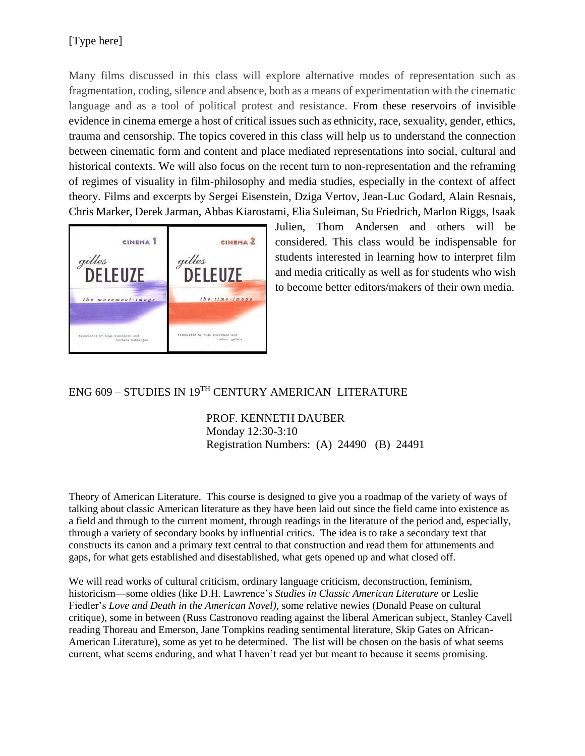[Type here]

Many films discussed in this class will explore alternative modes of representation such as fragmentation, coding, silence and absence, both as a means of experimentation with the cinematic language and as a tool of political protest and resistance. From these reservoirs of invisible evidence in cinema emerge a host of critical issues such as ethnicity, race, sexuality, gender, ethics, trauma and censorship. The topics covered in this class will help us to understand the connection between cinematic form and content and place mediated representations into social, cultural and historical contexts. We will also focus on the recent turn to non-representation and the reframing of regimes of visuality in film-philosophy and media studies, especially in the context of affect theory. Films and excerpts by Sergei Eisenstein, Dziga Vertov, Jean-Luc Godard, Alain Resnais, Chris Marker, Derek Jarman, Abbas Kiarostami, Elia Suleiman, Su Friedrich, Marlon Riggs, Isaak Julien, Thom Andersen and others will be considered. This class would be indispensable for students interested in learning how to interpret film and media critically as well as for students who wish to become better editors/makers of their own media.

## ENG 609 – STUDIES IN 19TH CENTURY AMERICAN LITERATURE

PROF. KENNETH DAUBER
Monday 12:30-3:10
Registration Numbers: (A) 24490 (B) 24491

Theory of American Literature. This course is designed to give you a roadmap of the variety of ways of talking about classic American literature as they have been laid out since the field came into existence as a field and through to the current moment, through readings in the literature of the period and, especially, through a variety of secondary books by influential critics. The idea is to take a secondary text that constructs its canon and a primary text central to that construction and read them for attunements and gaps, for what gets established and disestablished, what gets opened up and what closed off.

We will read works of cultural criticism, ordinary language criticism, deconstruction, feminism, historicism—some oldies (like D.H. Lawrence's *Studies in Classic American Literature* or Leslie Fiedler's *Love and Death in the American Novel),* some relative newies (Donald Pease on cultural critique), some in between (Russ Castronovo reading against the liberal American subject, Stanley Cavell reading Thoreau and Emerson, Jane Tompkins reading sentimental literature, Skip Gates on African-American Literature), some as yet to be determined. The list will be chosen on the basis of what seems current, what seems enduring, and what I haven't read yet but meant to because it seems promising.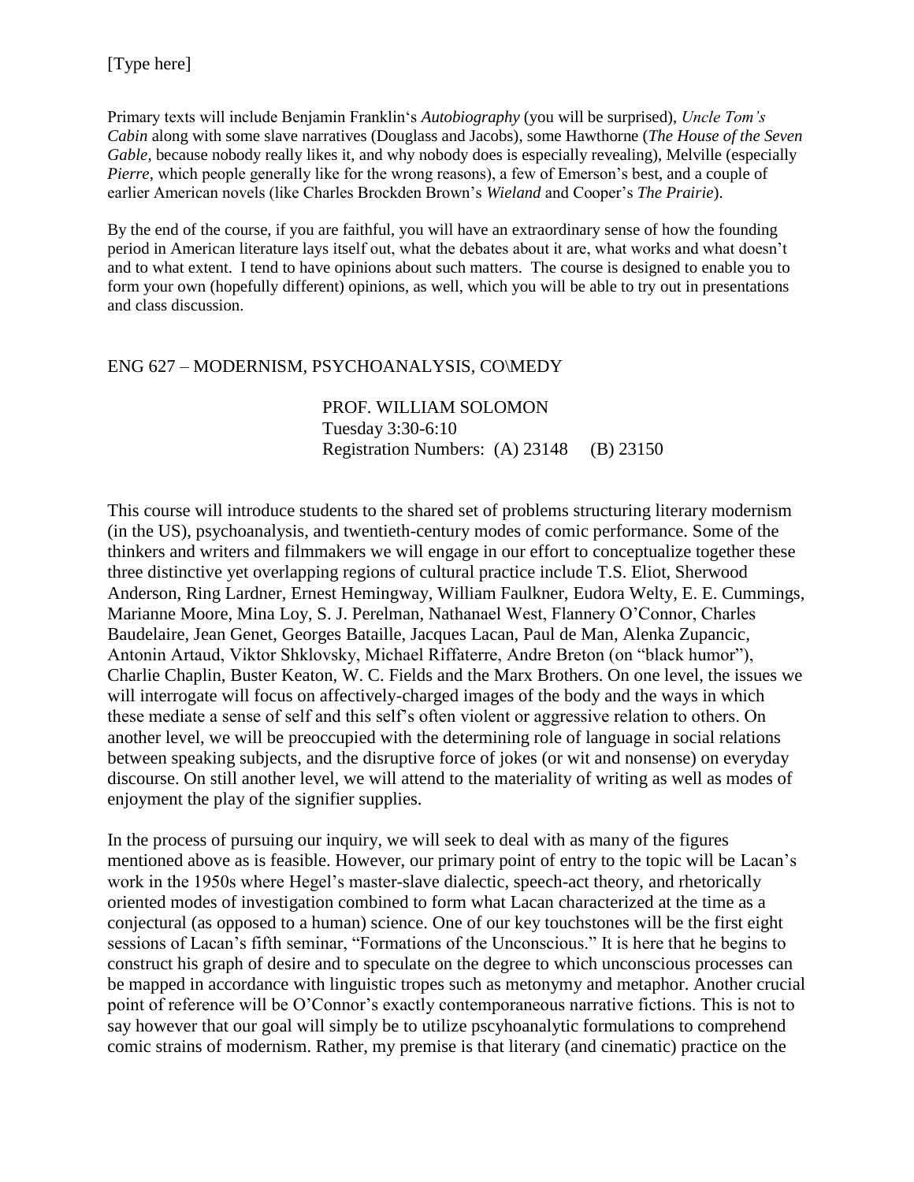[Type here]

Primary texts will include Benjamin Franklin's *Autobiography* (you will be surprised), *Uncle Tom's Cabin* along with some slave narratives (Douglass and Jacobs), some Hawthorne (*The House of the Seven Gable*, because nobody really likes it, and why nobody does is especially revealing), Melville (especially *Pierre*, which people generally like for the wrong reasons), a few of Emerson's best, and a couple of earlier American novels (like Charles Brockden Brown's *Wieland* and Cooper's *The Prairie*).

By the end of the course, if you are faithful, you will have an extraordinary sense of how the founding period in American literature lays itself out, what the debates about it are, what works and what doesn't and to what extent. I tend to have opinions about such matters. The course is designed to enable you to form your own (hopefully different) opinions, as well, which you will be able to try out in presentations and class discussion.

## ENG 627 – MODERNISM, PSYCHOANALYSIS, CO\MEDY

PROF. WILLIAM SOLOMON
Tuesday 3:30-6:10
Registration Numbers: (A) 23148 (B) 23150

This course will introduce students to the shared set of problems structuring literary modernism (in the US), psychoanalysis, and twentieth-century modes of comic performance. Some of the thinkers and writers and filmmakers we will engage in our effort to conceptualize together these three distinctive yet overlapping regions of cultural practice include T.S. Eliot, Sherwood Anderson, Ring Lardner, Ernest Hemingway, William Faulkner, Eudora Welty, E. E. Cummings, Marianne Moore, Mina Loy, S. J. Perelman, Nathanael West, Flannery O'Connor, Charles Baudelaire, Jean Genet, Georges Bataille, Jacques Lacan, Paul de Man, Alenka Zupancic, Antonin Artaud, Viktor Shklovsky, Michael Riffaterre, Andre Breton (on "black humor"), Charlie Chaplin, Buster Keaton, W. C. Fields and the Marx Brothers. On one level, the issues we will interrogate will focus on affectively-charged images of the body and the ways in which these mediate a sense of self and this self's often violent or aggressive relation to others. On another level, we will be preoccupied with the determining role of language in social relations between speaking subjects, and the disruptive force of jokes (or wit and nonsense) on everyday discourse. On still another level, we will attend to the materiality of writing as well as modes of enjoyment the play of the signifier supplies.

In the process of pursuing our inquiry, we will seek to deal with as many of the figures mentioned above as is feasible. However, our primary point of entry to the topic will be Lacan's work in the 1950s where Hegel's master-slave dialectic, speech-act theory, and rhetorically oriented modes of investigation combined to form what Lacan characterized at the time as a conjectural (as opposed to a human) science. One of our key touchstones will be the first eight sessions of Lacan's fifth seminar, "Formations of the Unconscious." It is here that he begins to construct his graph of desire and to speculate on the degree to which unconscious processes can be mapped in accordance with linguistic tropes such as metonymy and metaphor. Another crucial point of reference will be O'Connor's exactly contemporaneous narrative fictions. This is not to say however that our goal will simply be to utilize pscyhoanalytic formulations to comprehend comic strains of modernism. Rather, my premise is that literary (and cinematic) practice on the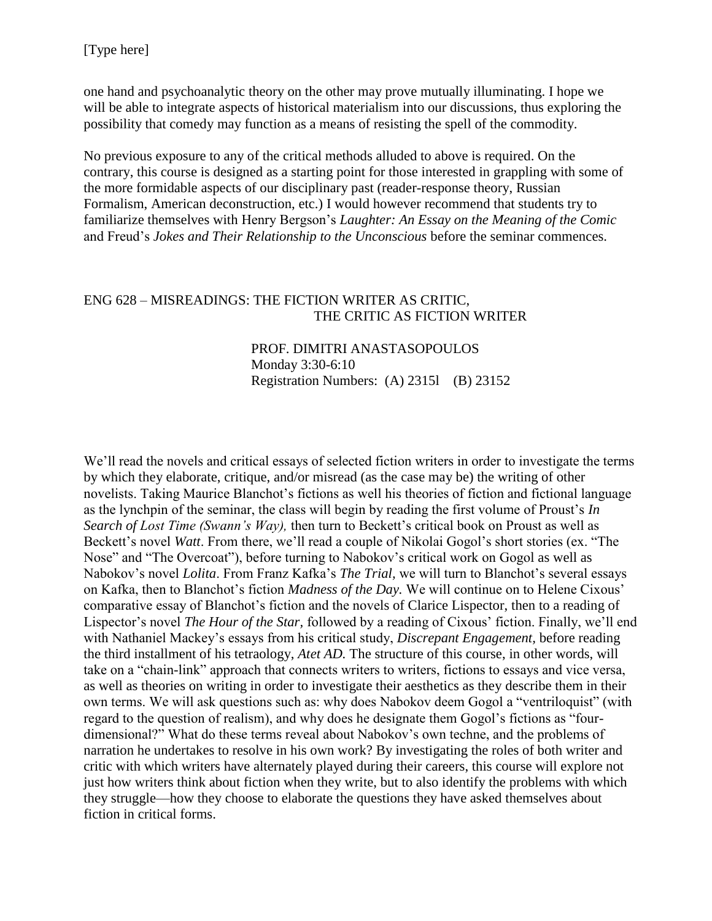one hand and psychoanalytic theory on the other may prove mutually illuminating. I hope we will be able to integrate aspects of historical materialism into our discussions, thus exploring the possibility that comedy may function as a means of resisting the spell of the commodity.

No previous exposure to any of the critical methods alluded to above is required. On the contrary, this course is designed as a starting point for those interested in grappling with some of the more formidable aspects of our disciplinary past (reader-response theory, Russian Formalism, American deconstruction, etc.) I would however recommend that students try to familiarize themselves with Henry Bergson's *Laughter: An Essay on the Meaning of the Comic* and Freud's *Jokes and Their Relationship to the Unconscious* before the seminar commences.

## ENG 628 – MISREADINGS: THE FICTION WRITER AS CRITIC, THE CRITIC AS FICTION WRITER

PROF. DIMITRI ANASTASOPOULOS
Monday 3:30-6:10
Registration Numbers: (A) 2315l (B) 23152

We'll read the novels and critical essays of selected fiction writers in order to investigate the terms by which they elaborate, critique, and/or misread (as the case may be) the writing of other novelists. Taking Maurice Blanchot's fictions as well his theories of fiction and fictional language as the lynchpin of the seminar, the class will begin by reading the first volume of Proust's *In Search of Lost Time (Swann's Way),* then turn to Beckett's critical book on Proust as well as Beckett's novel *Watt*. From there, we'll read a couple of Nikolai Gogol's short stories (ex. "The Nose" and "The Overcoat"), before turning to Nabokov's critical work on Gogol as well as Nabokov's novel *Lolita*. From Franz Kafka's *The Trial,* we will turn to Blanchot's several essays on Kafka, then to Blanchot's fiction *Madness of the Day.* We will continue on to Helene Cixous' comparative essay of Blanchot's fiction and the novels of Clarice Lispector, then to a reading of Lispector's novel *The Hour of the Star*, followed by a reading of Cixous' fiction. Finally, we'll end with Nathaniel Mackey's essays from his critical study, *Discrepant Engagement*, before reading the third installment of his tetraology, *Atet AD.* The structure of this course, in other words, will take on a "chain-link" approach that connects writers to writers, fictions to essays and vice versa, as well as theories on writing in order to investigate their aesthetics as they describe them in their own terms. We will ask questions such as: why does Nabokov deem Gogol a "ventriloquist" (with regard to the question of realism), and why does he designate them Gogol's fictions as "four-dimensional?" What do these terms reveal about Nabokov's own techne, and the problems of narration he undertakes to resolve in his own work? By investigating the roles of both writer and critic with which writers have alternately played during their careers, this course will explore not just how writers think about fiction when they write, but to also identify the problems with which they struggle—how they choose to elaborate the questions they have asked themselves about fiction in critical forms.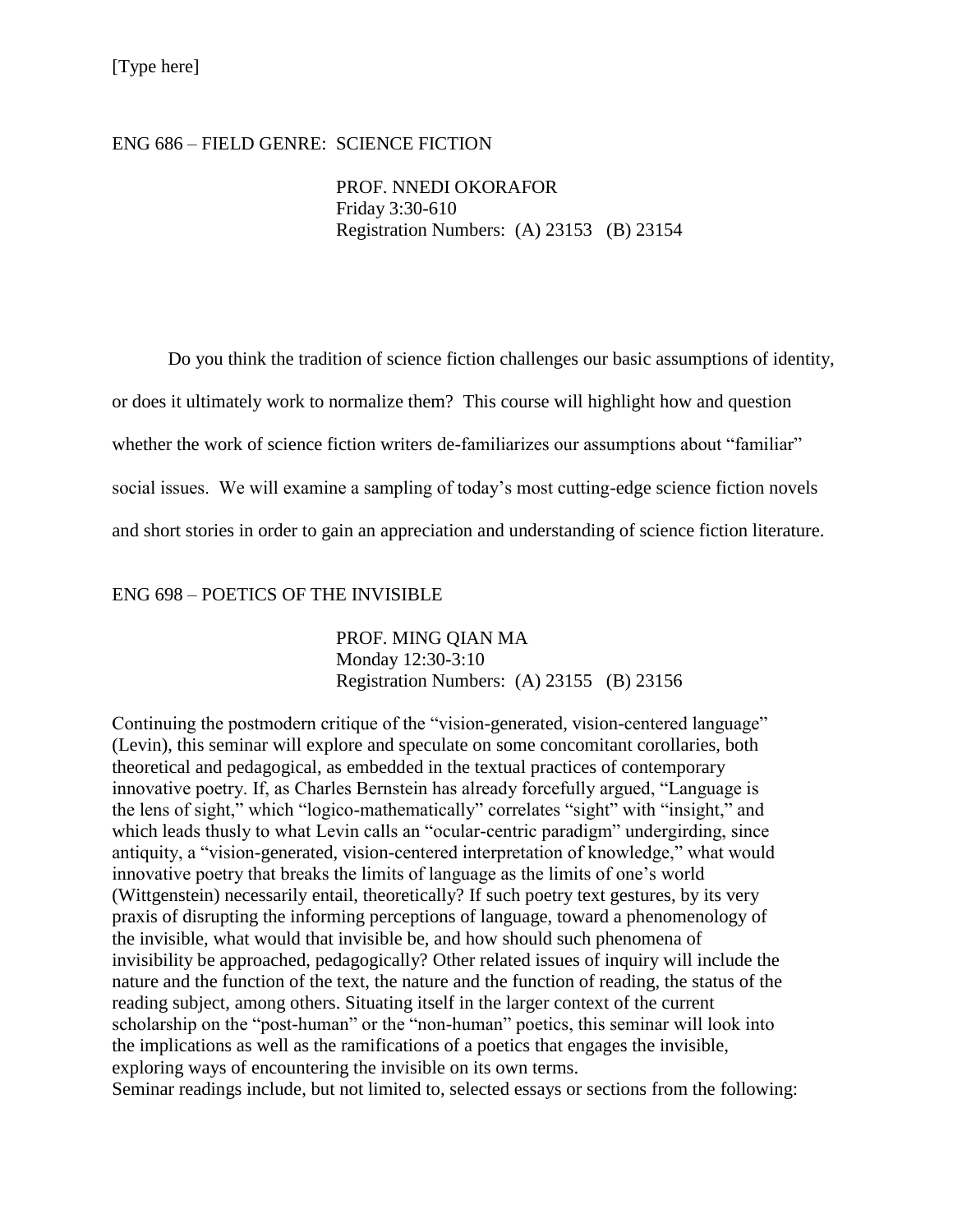[Type here]

## ENG 686 – FIELD GENRE: SCIENCE FICTION

PROF. NNEDI OKORAFOR
Friday 3:30-610
Registration Numbers: (A) 23153 (B) 23154

Do you think the tradition of science fiction challenges our basic assumptions of identity, or does it ultimately work to normalize them? This course will highlight how and question whether the work of science fiction writers de-familiarizes our assumptions about "familiar" social issues. We will examine a sampling of today's most cutting-edge science fiction novels and short stories in order to gain an appreciation and understanding of science fiction literature.

## ENG 698 – POETICS OF THE INVISIBLE

PROF. MING QIAN MA
Monday 12:30-3:10
Registration Numbers: (A) 23155 (B) 23156

Continuing the postmodern critique of the "vision-generated, vision-centered language" (Levin), this seminar will explore and speculate on some concomitant corollaries, both theoretical and pedagogical, as embedded in the textual practices of contemporary innovative poetry. If, as Charles Bernstein has already forcefully argued, "Language is the lens of sight," which "logico-mathematically" correlates "sight" with "insight," and which leads thusly to what Levin calls an "ocular-centric paradigm" undergirding, since antiquity, a "vision-generated, vision-centered interpretation of knowledge," what would innovative poetry that breaks the limits of language as the limits of one's world (Wittgenstein) necessarily entail, theoretically? If such poetry text gestures, by its very praxis of disrupting the informing perceptions of language, toward a phenomenology of the invisible, what would that invisible be, and how should such phenomena of invisibility be approached, pedagogically? Other related issues of inquiry will include the nature and the function of the text, the nature and the function of reading, the status of the reading subject, among others. Situating itself in the larger context of the current scholarship on the "post-human" or the "non-human" poetics, this seminar will look into the implications as well as the ramifications of a poetics that engages the invisible, exploring ways of encountering the invisible on its own terms.
Seminar readings include, but not limited to, selected essays or sections from the following: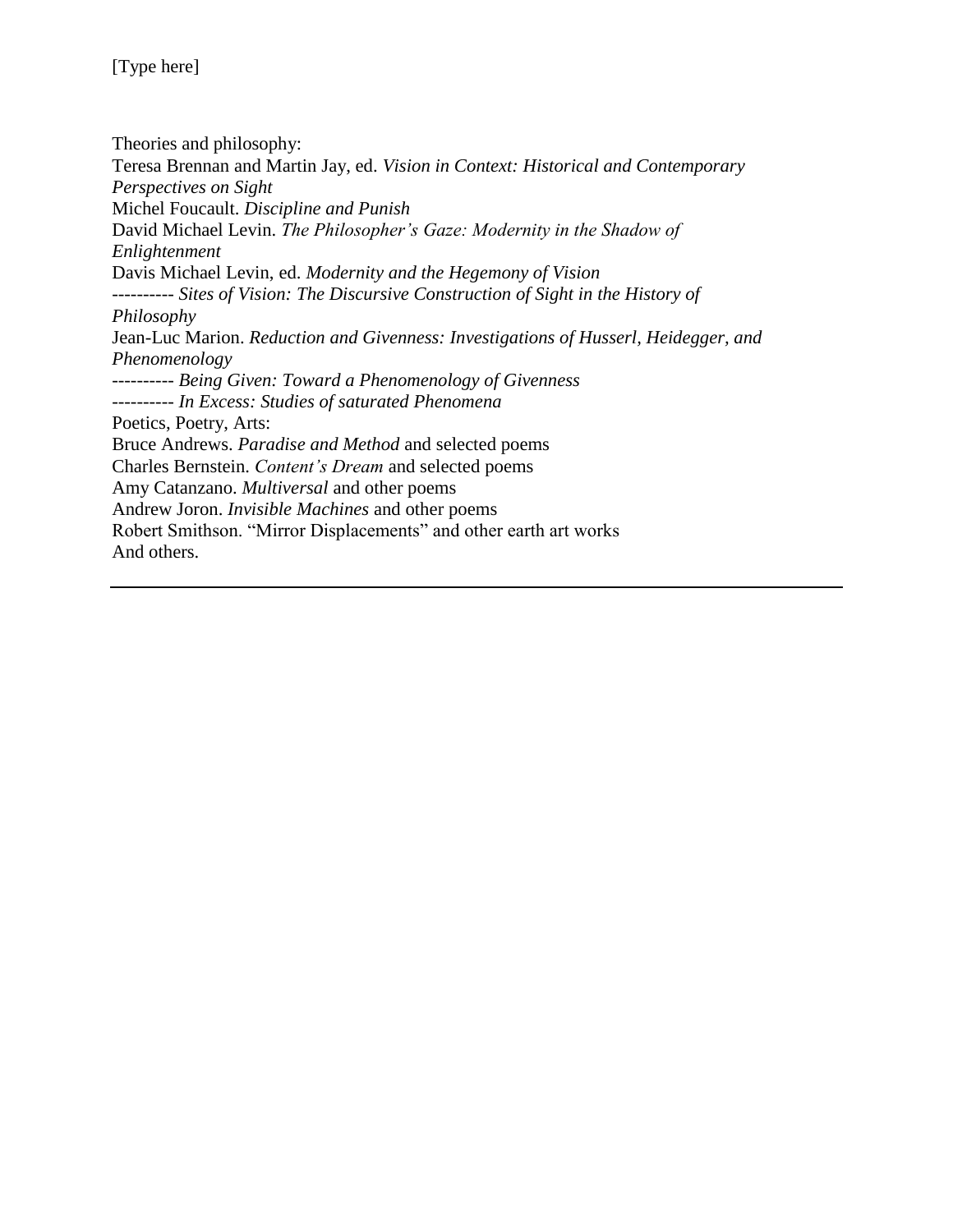[Type here]

Theories and philosophy:
Teresa Brennan and Martin Jay, ed. *Vision in Context: Historical and Contemporary Perspectives on Sight*
Michel Foucault. *Discipline and Punish*
David Michael Levin. *The Philosopher's Gaze: Modernity in the Shadow of Enlightenment*
Davis Michael Levin, ed. *Modernity and the Hegemony of Vision*
---------- *Sites of Vision: The Discursive Construction of Sight in the History of Philosophy*
Jean-Luc Marion. *Reduction and Givenness: Investigations of Husserl, Heidegger, and Phenomenology*
---------- *Being Given: Toward a Phenomenology of Givenness*
---------- *In Excess: Studies of saturated Phenomena*
Poetics, Poetry, Arts:
Bruce Andrews. *Paradise and Method* and selected poems
Charles Bernstein. *Content's Dream* and selected poems
Amy Catanzano. *Multiversal* and other poems
Andrew Joron. *Invisible Machines* and other poems
Robert Smithson. "Mirror Displacements" and other earth art works
And others.

---